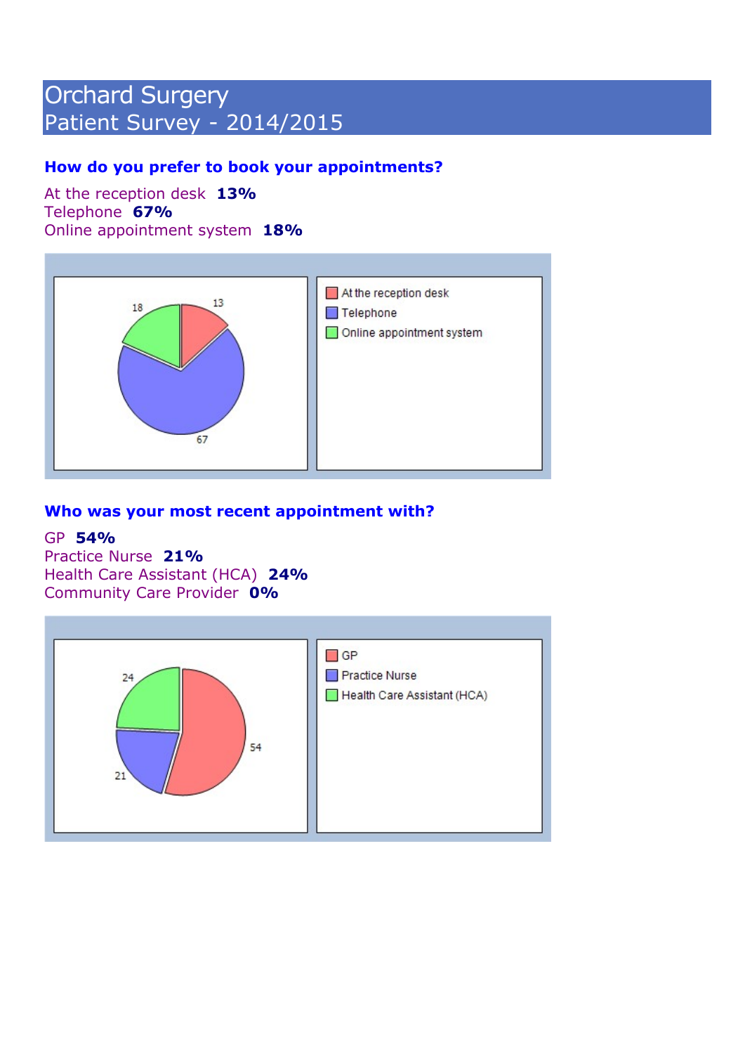# Orchard Surgery
# Patient Survey - 2014/2015

### How do you prefer to book your appointments?

At the reception desk **13%**
Telephone **67%**
Online appointment system **18%**

### Who was your most recent appointment with?

GP **54%**
Practice Nurse **21%**
Health Care Assistant (HCA) **24%**
Community Care Provider **0%**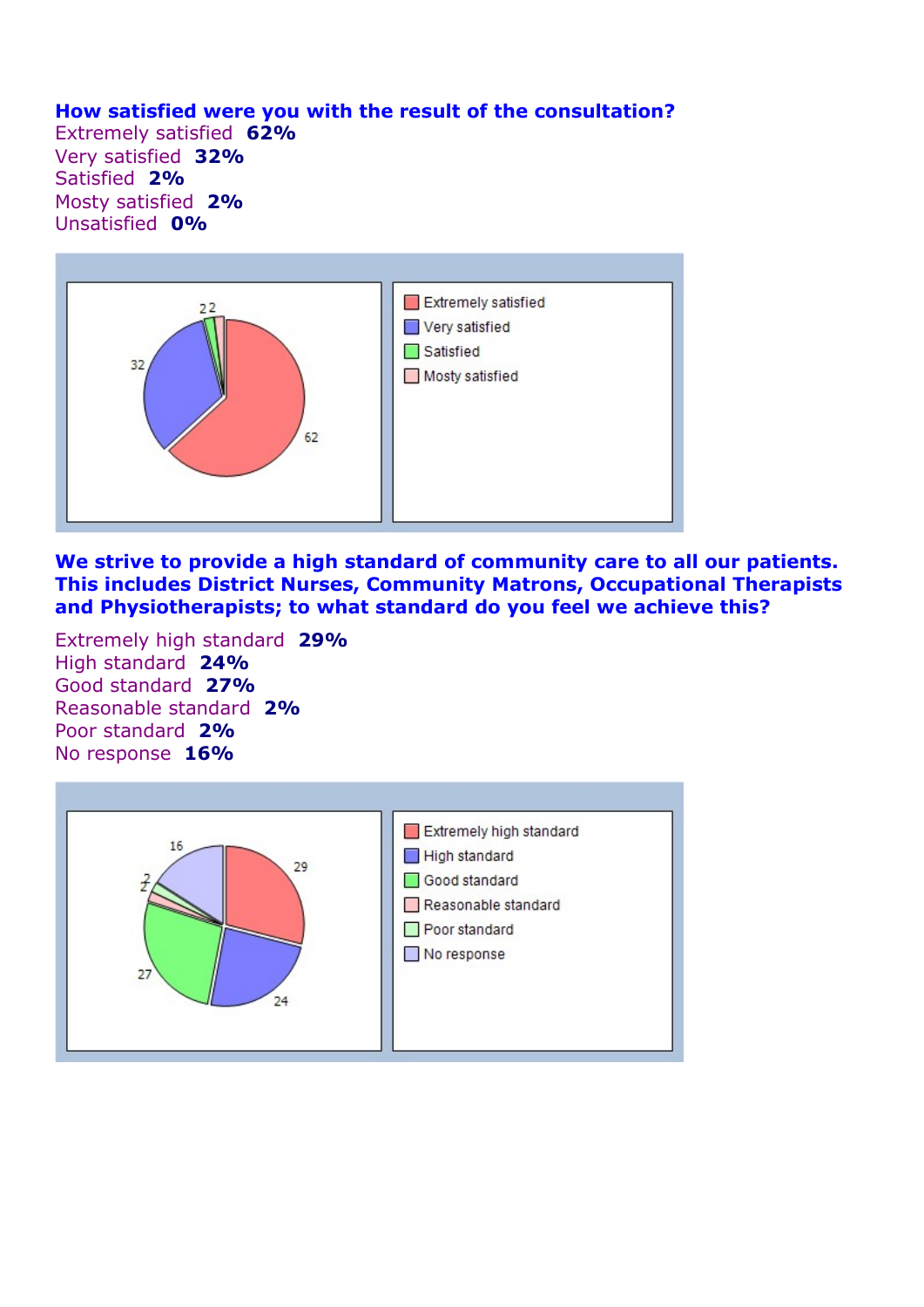**How satisfied were you with the result of the consultation?**

Extremely satisfied **62%**
Very satisfied **32%**
Satisfied **2%**
Mosty satisfied **2%**
Unsatisfied **0%**

**We strive to provide a high standard of community care to all our patients. This includes District Nurses, Community Matrons, Occupational Therapists and Physiotherapists; to what standard do you feel we achieve this?**

Extremely high standard **29%**
High standard **24%**
Good standard **27%**
Reasonable standard **2%**
Poor standard **2%**
No response **16%**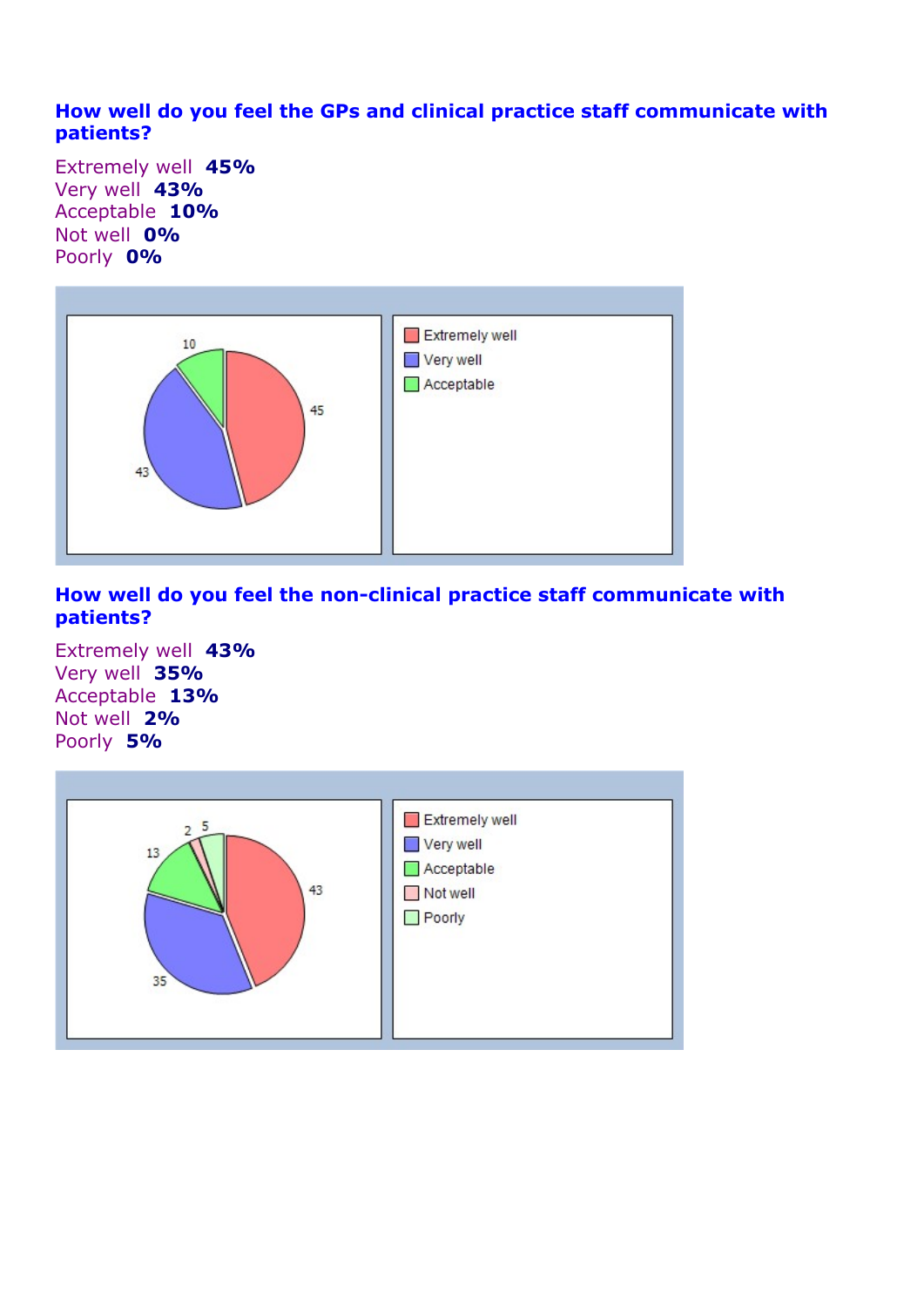### How well do you feel the GPs and clinical practice staff communicate with patients?

Extremely well **45%**
Very well **43%**
Acceptable **10%**
Not well **0%**
Poorly **0%**

### How well do you feel the non-clinical practice staff communicate with patients?

Extremely well **43%**
Very well **35%**
Acceptable **13%**
Not well **2%**
Poorly **5%**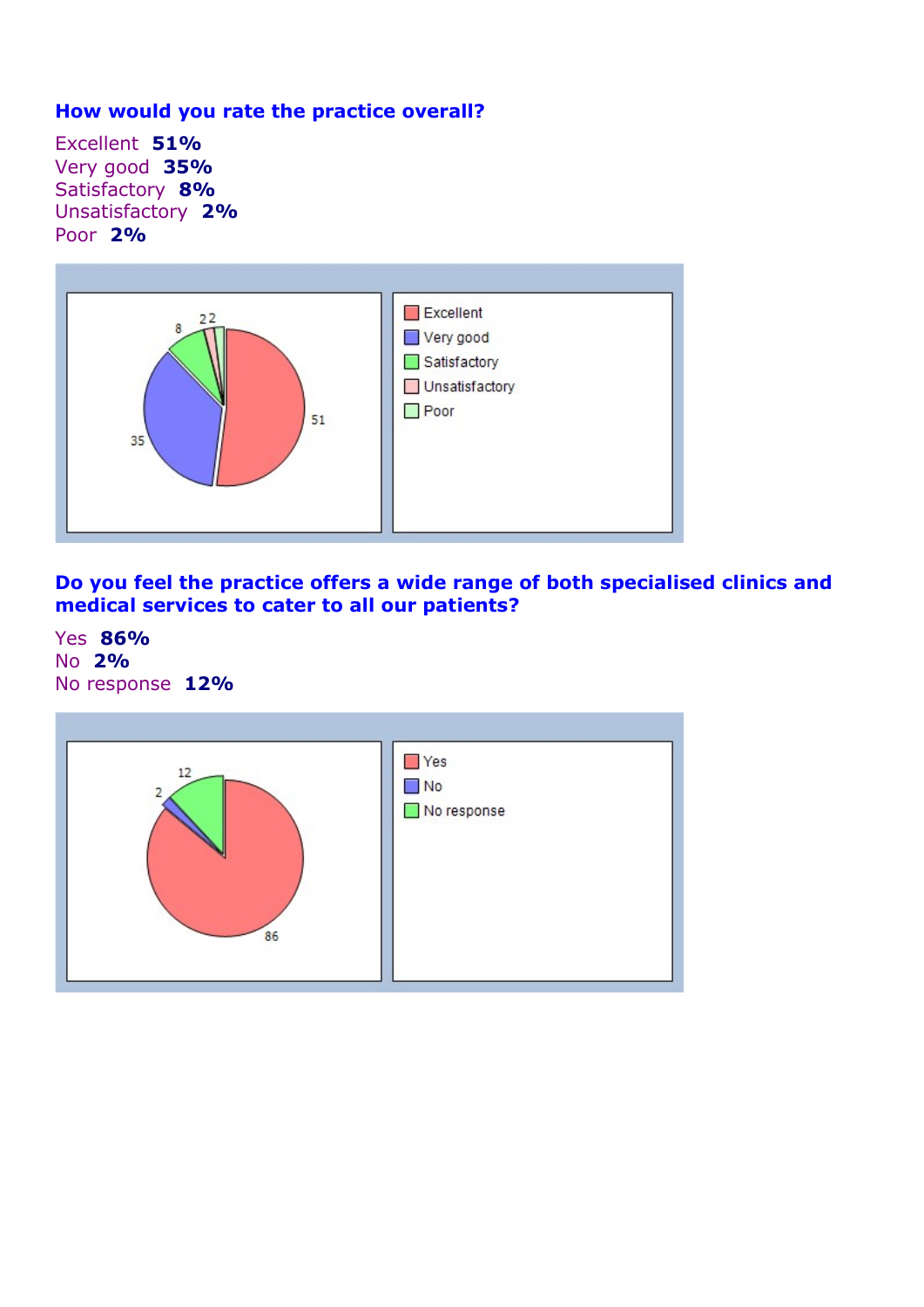## How would you rate the practice overall?

Excellent **51%**
Very good **35%**
Satisfactory **8%**
Unsatisfactory **2%**
Poor **2%**

## Do you feel the practice offers a wide range of both specialised clinics and medical services to cater to all our patients?

Yes **86%**
No **2%**
No response **12%**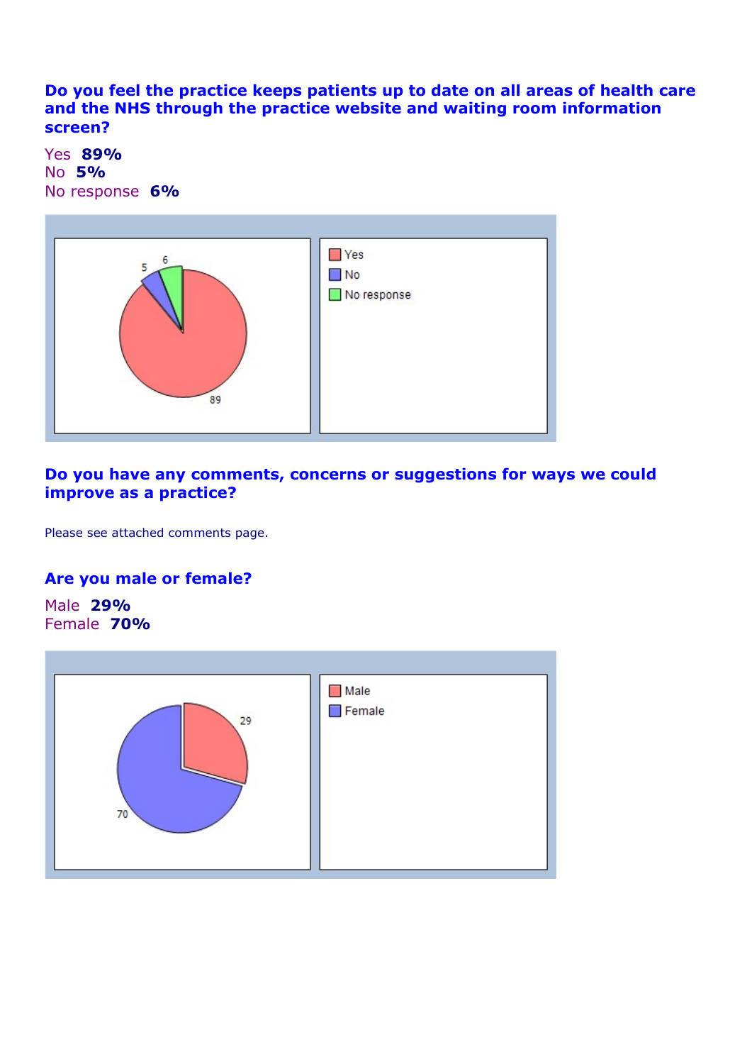### Do you feel the practice keeps patients up to date on all areas of health care and the NHS through the practice website and waiting room information screen?

Yes **89%**
No **5%**
No response **6%**

### Do you have any comments, concerns or suggestions for ways we could improve as a practice?

Please see attached comments page.

### Are you male or female?

Male **29%**
Female **70%**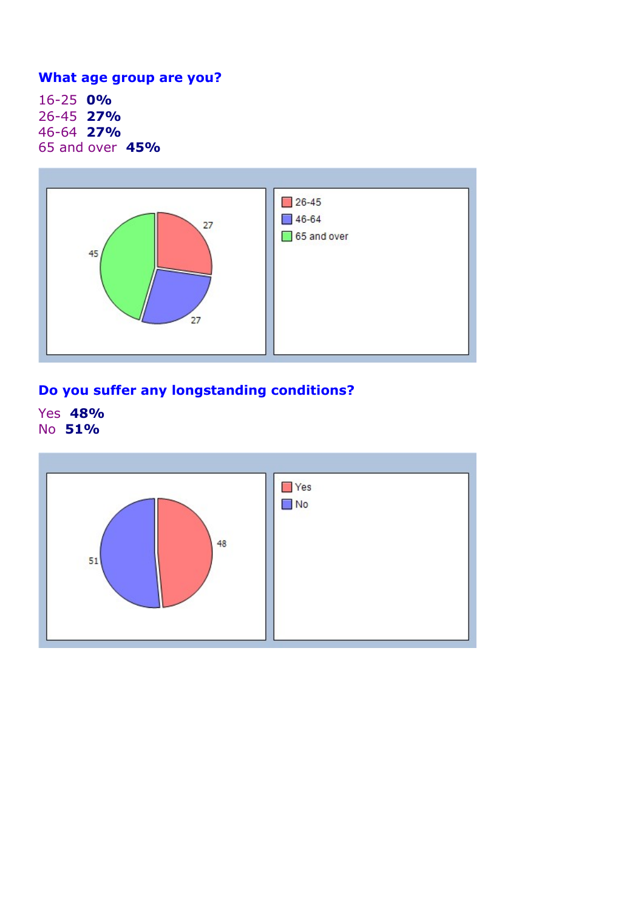### What age group are you?

16-25 **0%**
26-45 **27%**
46-64 **27%**
65 and over **45%**

27
45
27

26-45
46-64
65 and over

### Do you suffer any longstanding conditions?

Yes **48%**
No **51%**

48
51

Yes
No